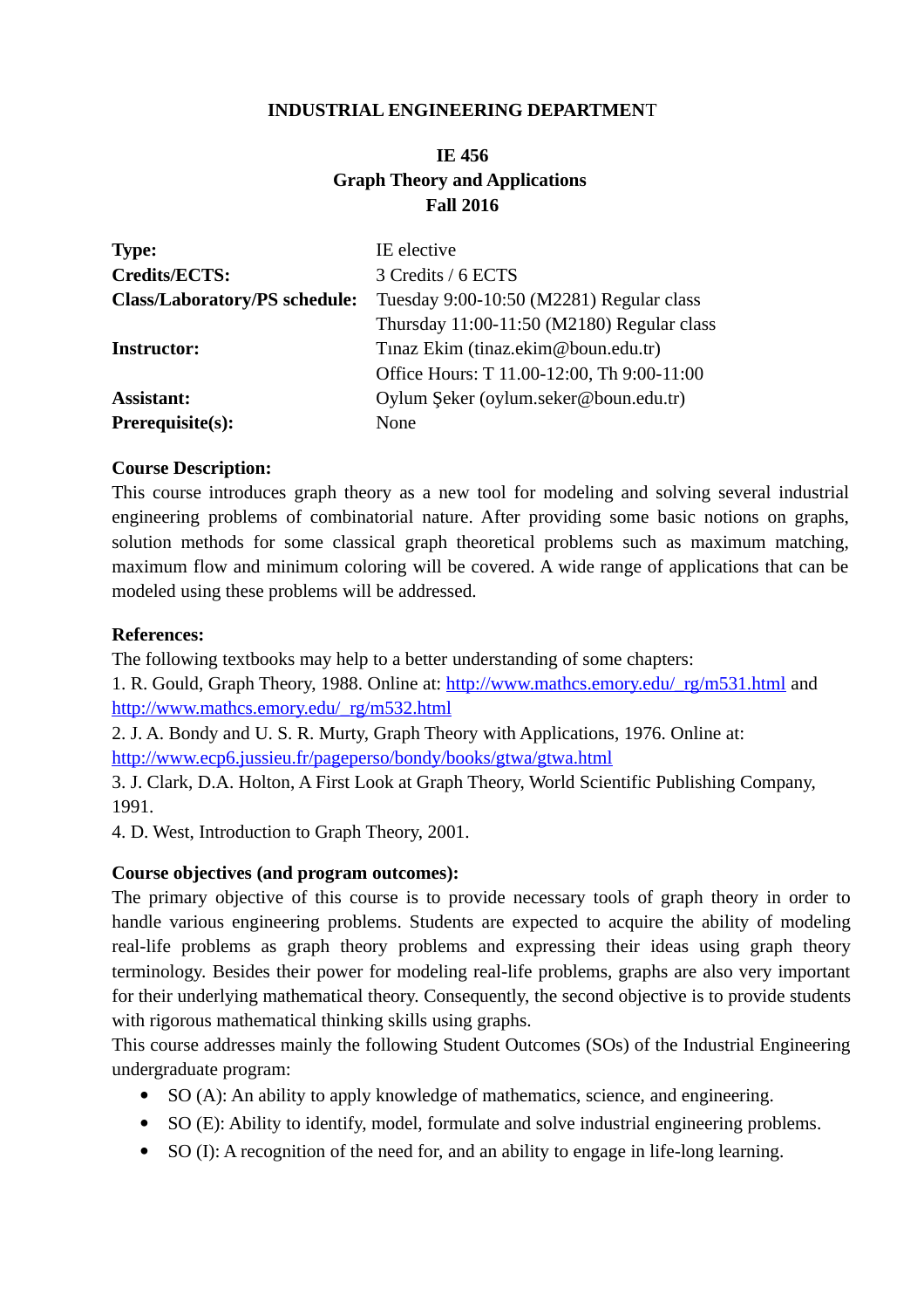**INDUSTRIAL ENGINEERING DEPARTMENT**

**IE 456**
**Graph Theory and Applications**
**Fall 2016**

| | |
|---|---|
| **Type:** | IE elective |
| **Credits/ECTS:** | 3 Credits / 6 ECTS |
| **Class/Laboratory/PS schedule:** | Tuesday 9:00-10:50 (M2281) Regular class |
| | Thursday 11:00-11:50 (M2180) Regular class |
| **Instructor:** | Tınaz Ekim (tinaz.ekim@boun.edu.tr) |
| | Office Hours: T 11.00-12:00, Th 9:00-11:00 |
| **Assistant:** | Oylum Şeker (oylum.seker@boun.edu.tr) |
| **Prerequisite(s):** | None |

**Course Description:**
This course introduces graph theory as a new tool for modeling and solving several industrial engineering problems of combinatorial nature. After providing some basic notions on graphs, solution methods for some classical graph theoretical problems such as maximum matching, maximum flow and minimum coloring will be covered. A wide range of applications that can be modeled using these problems will be addressed.

**References:**
The following textbooks may help to a better understanding of some chapters:
1. R. Gould, Graph Theory, 1988. Online at: http://www.mathcs.emory.edu/_rg/m531.html and http://www.mathcs.emory.edu/_rg/m532.html
2. J. A. Bondy and U. S. R. Murty, Graph Theory with Applications, 1976. Online at: http://www.ecp6.jussieu.fr/pageperso/bondy/books/gtwa/gtwa.html
3. J. Clark, D.A. Holton, A First Look at Graph Theory, World Scientific Publishing Company, 1991.
4. D. West, Introduction to Graph Theory, 2001.

**Course objectives (and program outcomes):**
The primary objective of this course is to provide necessary tools of graph theory in order to handle various engineering problems. Students are expected to acquire the ability of modeling real-life problems as graph theory problems and expressing their ideas using graph theory terminology. Besides their power for modeling real-life problems, graphs are also very important for their underlying mathematical theory. Consequently, the second objective is to provide students with rigorous mathematical thinking skills using graphs.
This course addresses mainly the following Student Outcomes (SOs) of the Industrial Engineering undergraduate program:

- SO (A): An ability to apply knowledge of mathematics, science, and engineering.
- SO (E): Ability to identify, model, formulate and solve industrial engineering problems.
- SO (I): A recognition of the need for, and an ability to engage in life-long learning.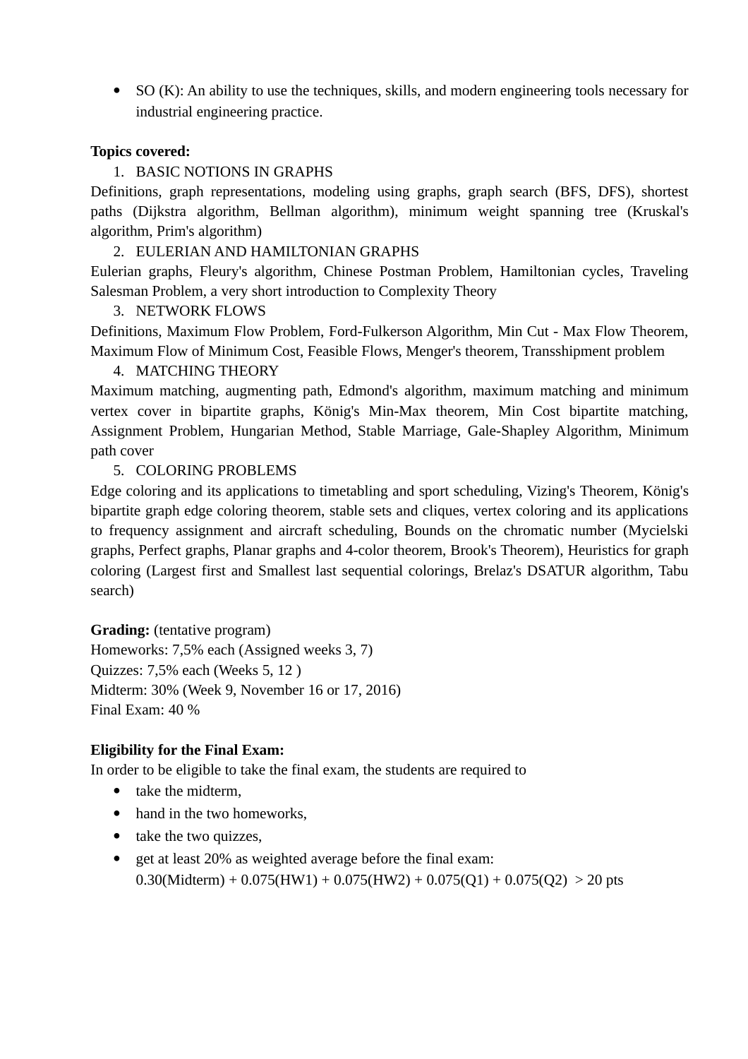- SO (K): An ability to use the techniques, skills, and modern engineering tools necessary for industrial engineering practice.

**Topics covered:**

1. BASIC NOTIONS IN GRAPHS

Definitions, graph representations, modeling using graphs, graph search (BFS, DFS), shortest paths (Dijkstra algorithm, Bellman algorithm), minimum weight spanning tree (Kruskal's algorithm, Prim's algorithm)

2. EULERIAN AND HAMILTONIAN GRAPHS

Eulerian graphs, Fleury's algorithm, Chinese Postman Problem, Hamiltonian cycles, Traveling Salesman Problem, a very short introduction to Complexity Theory

3. NETWORK FLOWS

Definitions, Maximum Flow Problem, Ford-Fulkerson Algorithm, Min Cut - Max Flow Theorem, Maximum Flow of Minimum Cost, Feasible Flows, Menger's theorem, Transshipment problem

4. MATCHING THEORY

Maximum matching, augmenting path, Edmond's algorithm, maximum matching and minimum vertex cover in bipartite graphs, König's Min-Max theorem, Min Cost bipartite matching, Assignment Problem, Hungarian Method, Stable Marriage, Gale-Shapley Algorithm, Minimum path cover

5. COLORING PROBLEMS

Edge coloring and its applications to timetabling and sport scheduling, Vizing's Theorem, König's bipartite graph edge coloring theorem, stable sets and cliques, vertex coloring and its applications to frequency assignment and aircraft scheduling, Bounds on the chromatic number (Mycielski graphs, Perfect graphs, Planar graphs and 4-color theorem, Brook's Theorem), Heuristics for graph coloring (Largest first and Smallest last sequential colorings, Brelaz's DSATUR algorithm, Tabu search)

**Grading:** (tentative program)
Homeworks: 7,5% each (Assigned weeks 3, 7)
Quizzes: 7,5% each (Weeks 5, 12 )
Midterm: 30% (Week 9, November 16 or 17, 2016)
Final Exam: 40 %

**Eligibility for the Final Exam:**
In order to be eligible to take the final exam, the students are required to

- take the midterm,
- hand in the two homeworks,
- take the two quizzes,
- get at least 20% as weighted average before the final exam:
  $0.30(\text{Midterm}) + 0.075(\text{HW1}) + 0.075(\text{HW2}) + 0.075(\text{Q1}) + 0.075(\text{Q2}) > 20$ pts